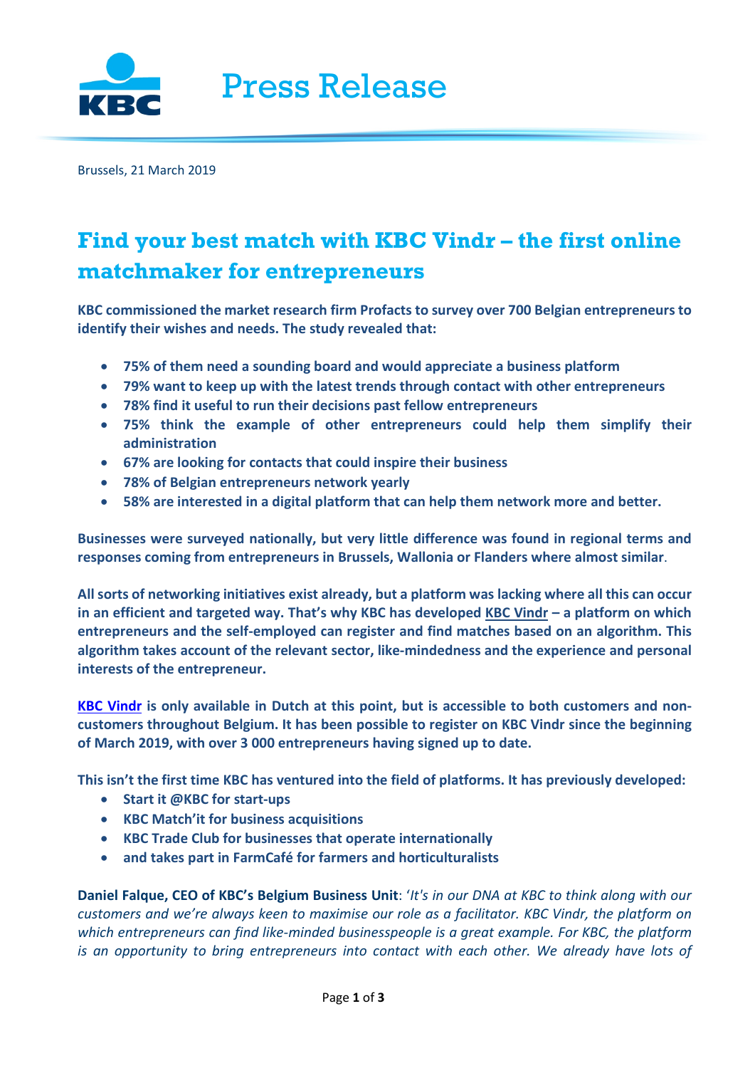Press Release

Brussels, 21 March 2019

# Find your best match with KBC Vindr – the first online matchmaker for entrepreneurs

**KBC commissioned the market research firm Profacts to survey over 700 Belgian entrepreneurs to identify their wishes and needs. The study revealed that:**

- **75% of them need a sounding board and would appreciate a business platform**
- **79% want to keep up with the latest trends through contact with other entrepreneurs**
- **78% find it useful to run their decisions past fellow entrepreneurs**
- **75% think the example of other entrepreneurs could help them simplify their administration**
- **67% are looking for contacts that could inspire their business**
- **78% of Belgian entrepreneurs network yearly**
- **58% are interested in a digital platform that can help them network more and better.**

**Businesses were surveyed nationally, but very little difference was found in regional terms and responses coming from entrepreneurs in Brussels, Wallonia or Flanders where almost similar**.

**All sorts of networking initiatives exist already, but a platform was lacking where all this can occur in an efficient and targeted way. That's why KBC has developed KBC Vindr – a platform on which entrepreneurs and the self-employed can register and find matches based on an algorithm. This algorithm takes account of the relevant sector, like-mindedness and the experience and personal interests of the entrepreneur.**

**KBC Vindr is only available in Dutch at this point, but is accessible to both customers and non-customers throughout Belgium. It has been possible to register on KBC Vindr since the beginning of March 2019, with over 3 000 entrepreneurs having signed up to date.**

**This isn't the first time KBC has ventured into the field of platforms. It has previously developed:**

- **Start it @KBC for start-ups**
- **KBC Match'it for business acquisitions**
- **KBC Trade Club for businesses that operate internationally**
- **and takes part in FarmCafé for farmers and horticulturalists**

**Daniel Falque, CEO of KBC's Belgium Business Unit**: '*It's in our DNA at KBC to think along with our customers and we're always keen to maximise our role as a facilitator. KBC Vindr, the platform on which entrepreneurs can find like-minded businesspeople is a great example. For KBC, the platform is an opportunity to bring entrepreneurs into contact with each other. We already have lots of*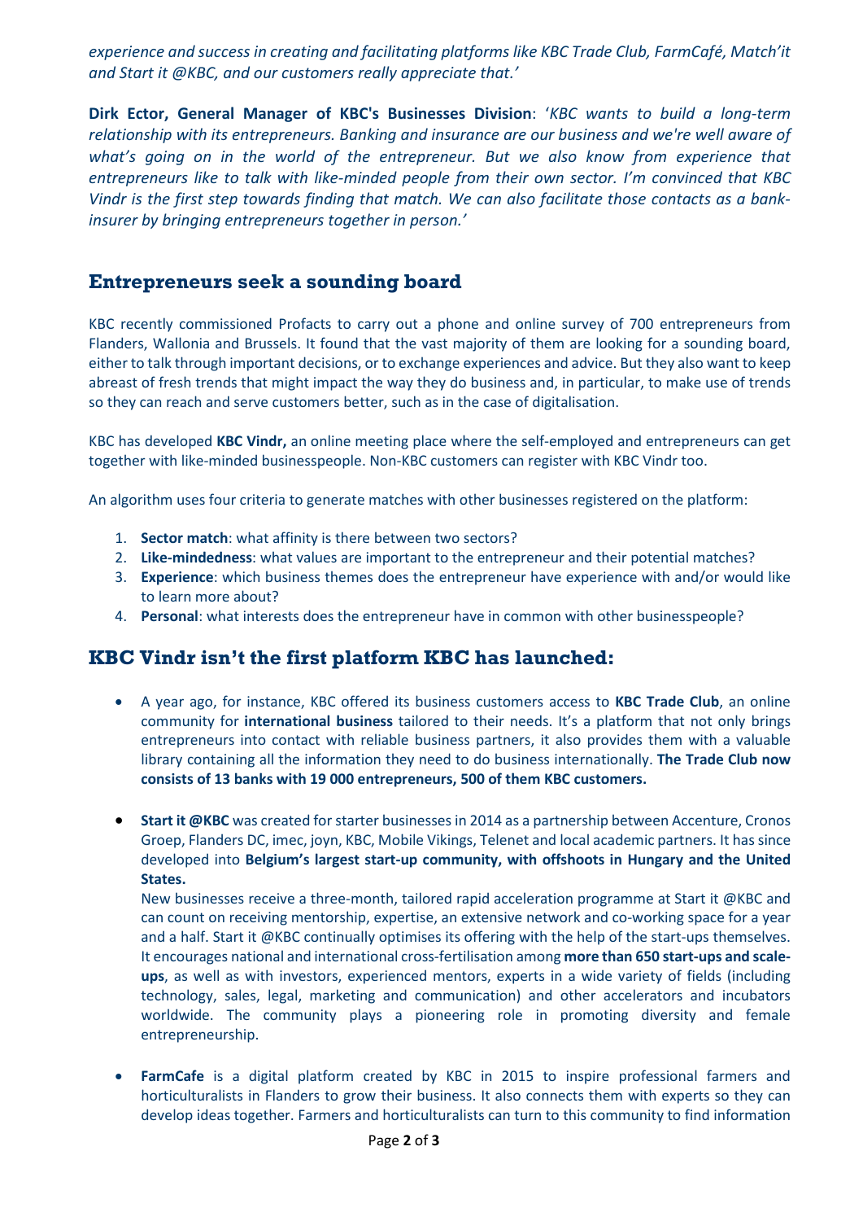*experience and success in creating and facilitating platforms like KBC Trade Club, FarmCafé, Match'it and Start it @KBC, and our customers really appreciate that.'*

**Dirk Ector, General Manager of KBC's Businesses Division**: '*KBC wants to build a long-term relationship with its entrepreneurs. Banking and insurance are our business and we're well aware of what's going on in the world of the entrepreneur. But we also know from experience that entrepreneurs like to talk with like-minded people from their own sector. I'm convinced that KBC Vindr is the first step towards finding that match. We can also facilitate those contacts as a bank-insurer by bringing entrepreneurs together in person.'*

## Entrepreneurs seek a sounding board

KBC recently commissioned Profacts to carry out a phone and online survey of 700 entrepreneurs from Flanders, Wallonia and Brussels. It found that the vast majority of them are looking for a sounding board, either to talk through important decisions, or to exchange experiences and advice. But they also want to keep abreast of fresh trends that might impact the way they do business and, in particular, to make use of trends so they can reach and serve customers better, such as in the case of digitalisation.

KBC has developed **KBC Vindr,** an online meeting place where the self-employed and entrepreneurs can get together with like-minded businesspeople. Non-KBC customers can register with KBC Vindr too.

An algorithm uses four criteria to generate matches with other businesses registered on the platform:

1. **Sector match**: what affinity is there between two sectors?
2. **Like-mindedness**: what values are important to the entrepreneur and their potential matches?
3. **Experience**: which business themes does the entrepreneur have experience with and/or would like to learn more about?
4. **Personal**: what interests does the entrepreneur have in common with other businesspeople?

## KBC Vindr isn't the first platform KBC has launched:

- A year ago, for instance, KBC offered its business customers access to **KBC Trade Club**, an online community for **international business** tailored to their needs. It's a platform that not only brings entrepreneurs into contact with reliable business partners, it also provides them with a valuable library containing all the information they need to do business internationally. **The Trade Club now consists of 13 banks with 19 000 entrepreneurs, 500 of them KBC customers.**

- **Start it @KBC** was created for starter businesses in 2014 as a partnership between Accenture, Cronos Groep, Flanders DC, imec, joyn, KBC, Mobile Vikings, Telenet and local academic partners. It has since developed into **Belgium's largest start-up community, with offshoots in Hungary and the United States.**
  New businesses receive a three-month, tailored rapid acceleration programme at Start it @KBC and can count on receiving mentorship, expertise, an extensive network and co-working space for a year and a half. Start it @KBC continually optimises its offering with the help of the start-ups themselves. It encourages national and international cross-fertilisation among **more than 650 start-ups and scale-ups**, as well as with investors, experienced mentors, experts in a wide variety of fields (including technology, sales, legal, marketing and communication) and other accelerators and incubators worldwide. The community plays a pioneering role in promoting diversity and female entrepreneurship.

- **FarmCafe** is a digital platform created by KBC in 2015 to inspire professional farmers and horticulturalists in Flanders to grow their business. It also connects them with experts so they can develop ideas together. Farmers and horticulturalists can turn to this community to find information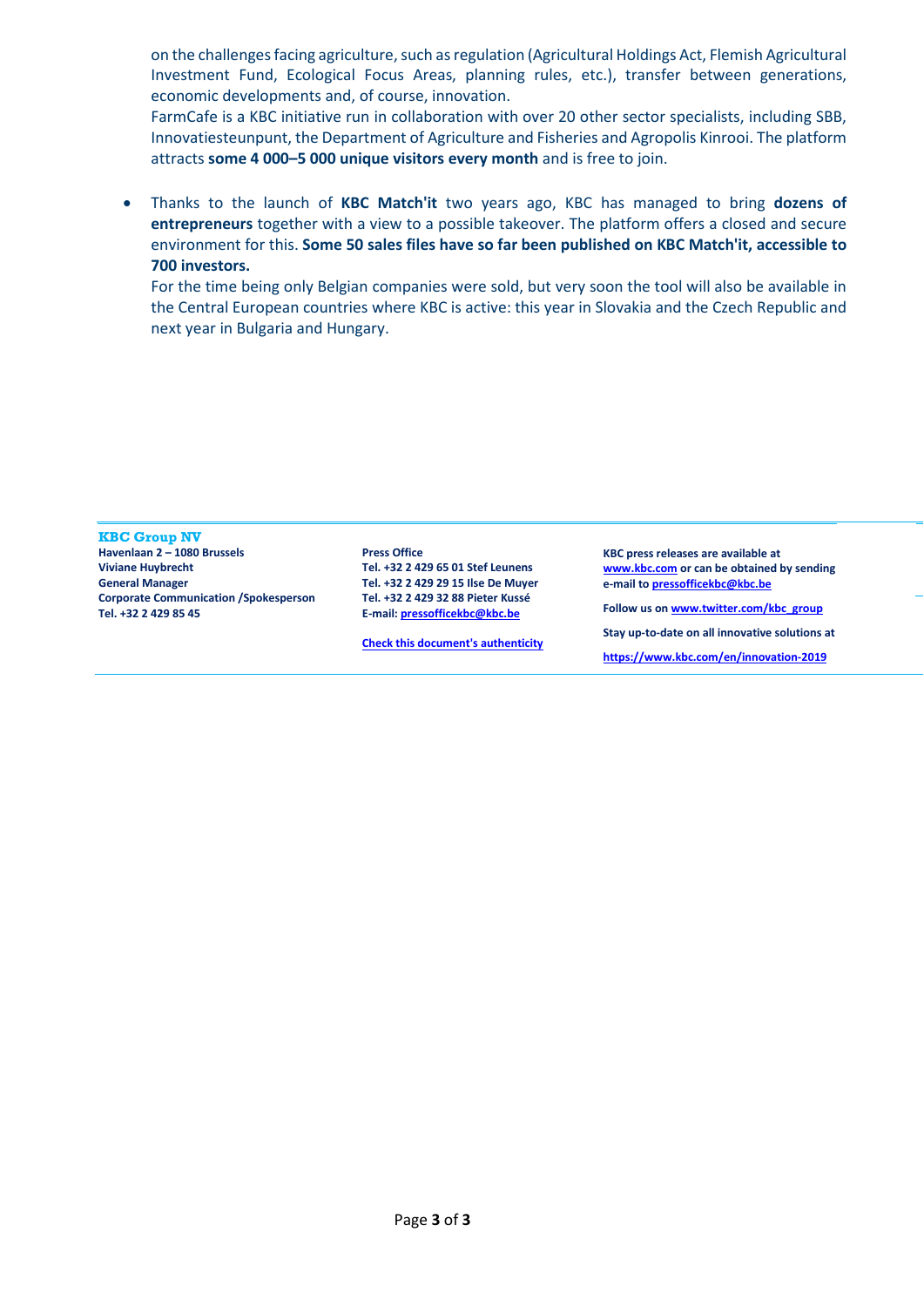on the challenges facing agriculture, such as regulation (Agricultural Holdings Act, Flemish Agricultural Investment Fund, Ecological Focus Areas, planning rules, etc.), transfer between generations, economic developments and, of course, innovation.
FarmCafe is a KBC initiative run in collaboration with over 20 other sector specialists, including SBB, Innovatiesteunpunt, the Department of Agriculture and Fisheries and Agropolis Kinrooi. The platform attracts **some 4 000–5 000 unique visitors every month** and is free to join.

- Thanks to the launch of **KBC Match'it** two years ago, KBC has managed to bring **dozens of entrepreneurs** together with a view to a possible takeover. The platform offers a closed and secure environment for this. **Some 50 sales files have so far been published on KBC Match'it, accessible to 700 investors.**
  For the time being only Belgian companies were sold, but very soon the tool will also be available in the Central European countries where KBC is active: this year in Slovakia and the Czech Republic and next year in Bulgaria and Hungary.

---

**KBC Group NV**
**Havenlaan 2 – 1080 Brussels**
**Viviane Huybrecht**
**General Manager**
**Corporate Communication /Spokesperson**
**Tel. +32 2 429 85 45**

**Press Office**
**Tel. +32 2 429 65 01 Stef Leunens**
**Tel. +32 2 429 29 15 Ilse De Muyer**
**Tel. +32 2 429 32 88 Pieter Kussé**
**E-mail: pressofficekbc@kbc.be**

**Check this document's authenticity**

**KBC press releases are available at www.kbc.com or can be obtained by sending e-mail to pressofficekbc@kbc.be**

**Follow us on www.twitter.com/kbc_group**

**Stay up-to-date on all innovative solutions at**

**https://www.kbc.com/en/innovation-2019**